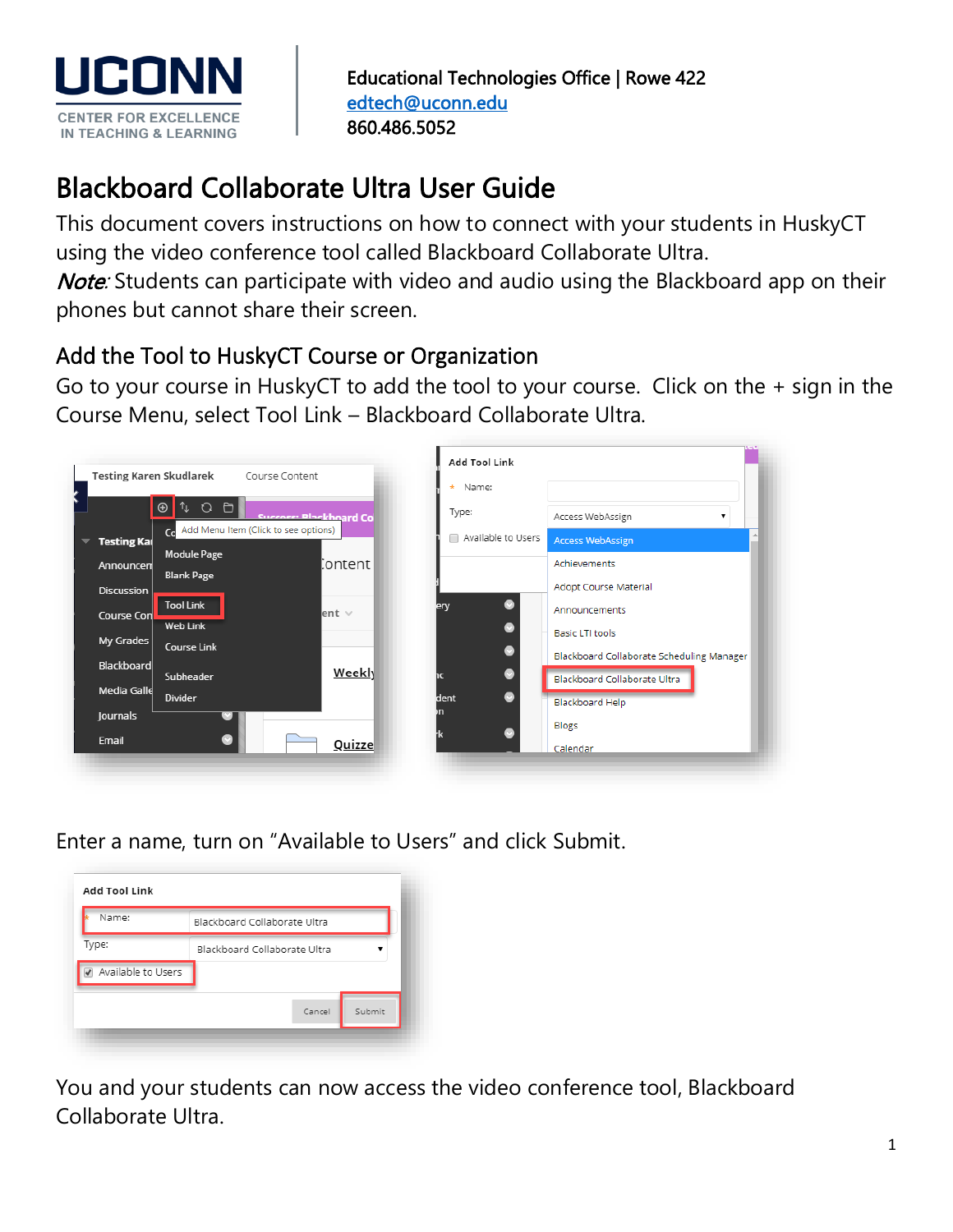**UCONN**
CENTER FOR EXCELLENCE IN TEACHING & LEARNING

Educational Technologies Office | Rowe 422
edtech@uconn.edu
860.486.5052

# Blackboard Collaborate Ultra User Guide

This document covers instructions on how to connect with your students in HuskyCT using the video conference tool called Blackboard Collaborate Ultra.
*Note:* Students can participate with video and audio using the Blackboard app on their phones but cannot share their screen.

## Add the Tool to HuskyCT Course or Organization

Go to your course in HuskyCT to add the tool to your course. Click on the + sign in the Course Menu, select Tool Link – Blackboard Collaborate Ultra.

Enter a name, turn on "Available to Users" and click Submit.

You and your students can now access the video conference tool, Blackboard Collaborate Ultra.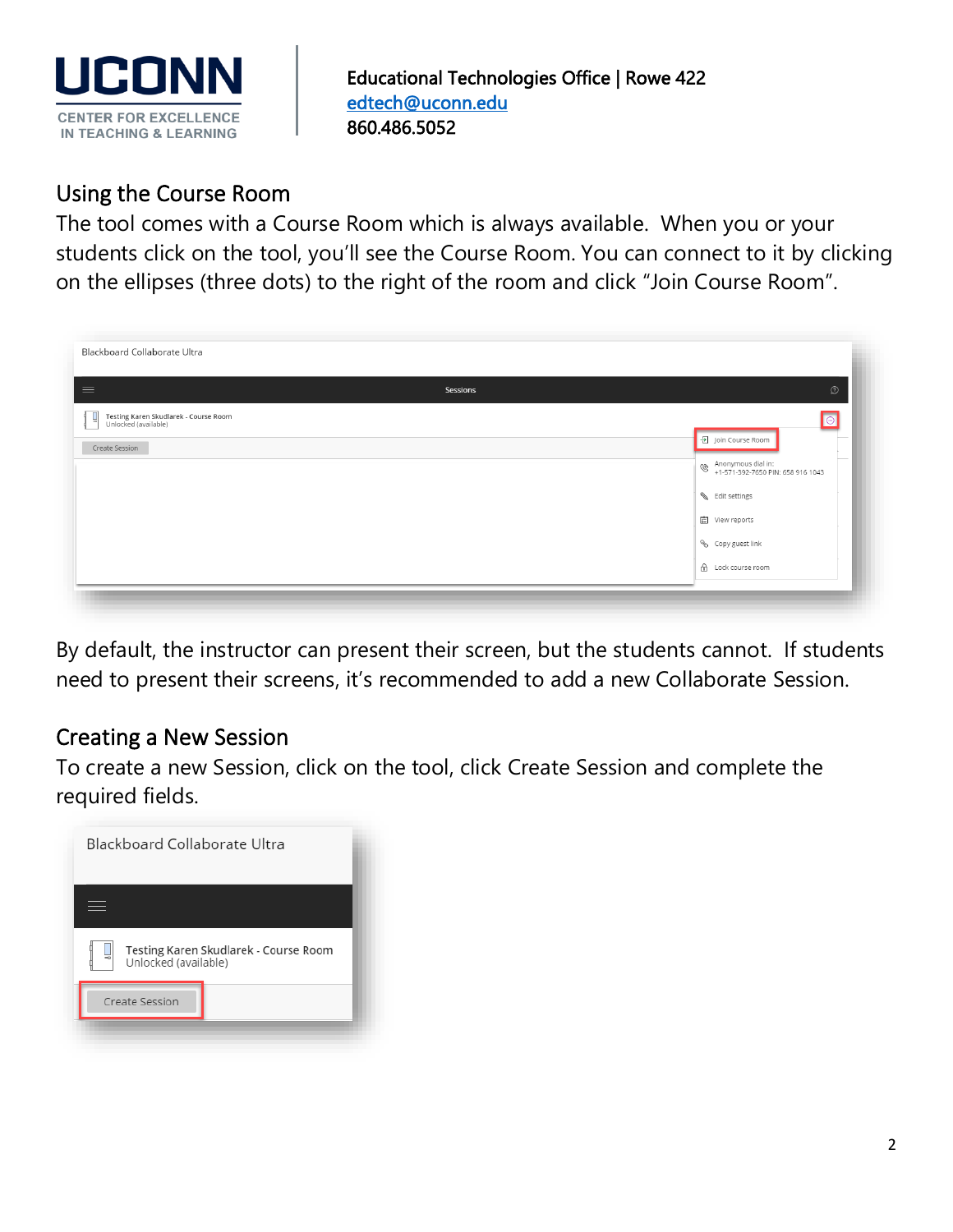## Using the Course Room

The tool comes with a Course Room which is always available. When you or your students click on the tool, you'll see the Course Room. You can connect to it by clicking on the ellipses (three dots) to the right of the room and click "Join Course Room".

By default, the instructor can present their screen, but the students cannot. If students need to present their screens, it's recommended to add a new Collaborate Session.

## Creating a New Session

To create a new Session, click on the tool, click Create Session and complete the required fields.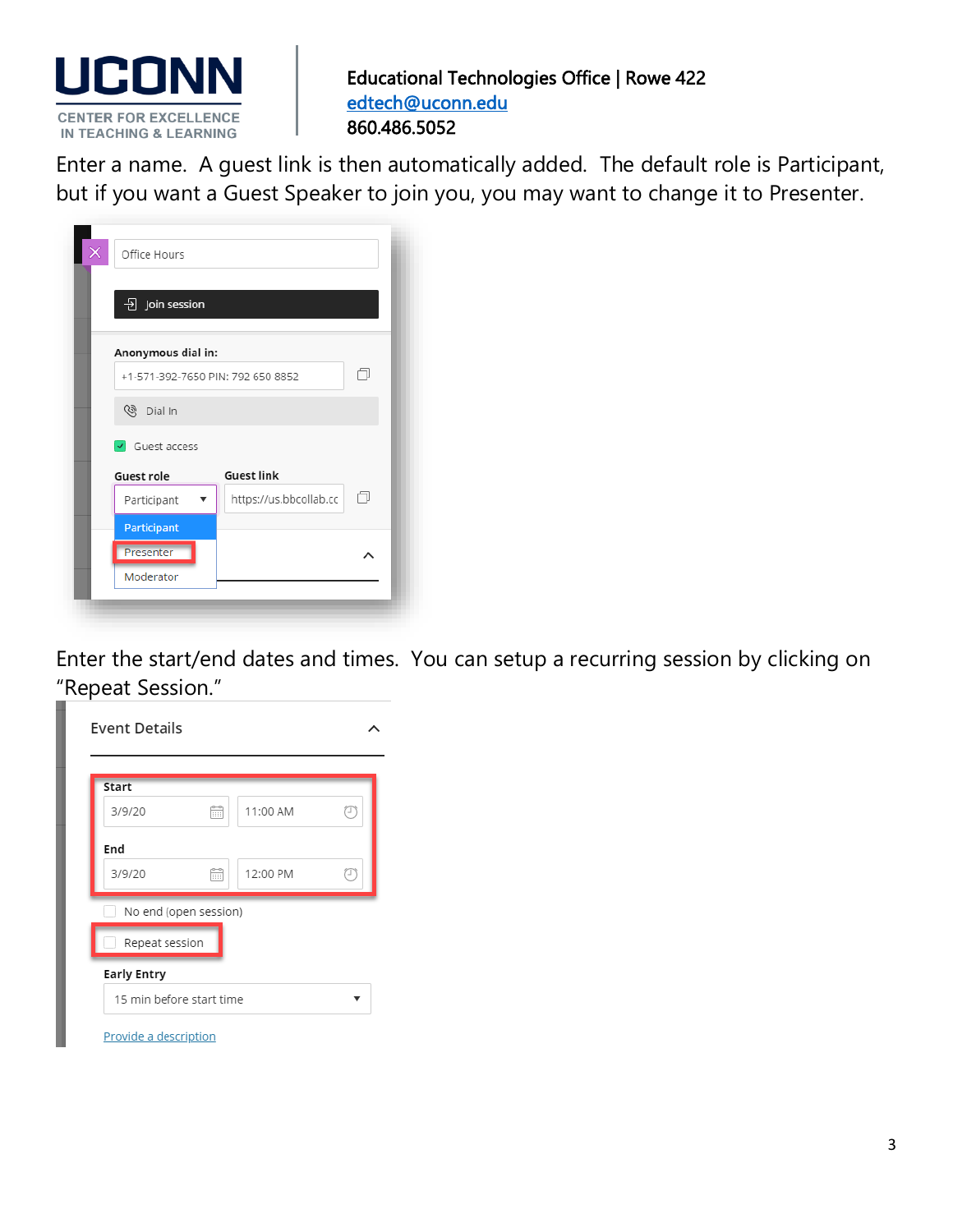Enter a name. A guest link is then automatically added. The default role is Participant, but if you want a Guest Speaker to join you, you may want to change it to Presenter.

Enter the start/end dates and times. You can setup a recurring session by clicking on "Repeat Session."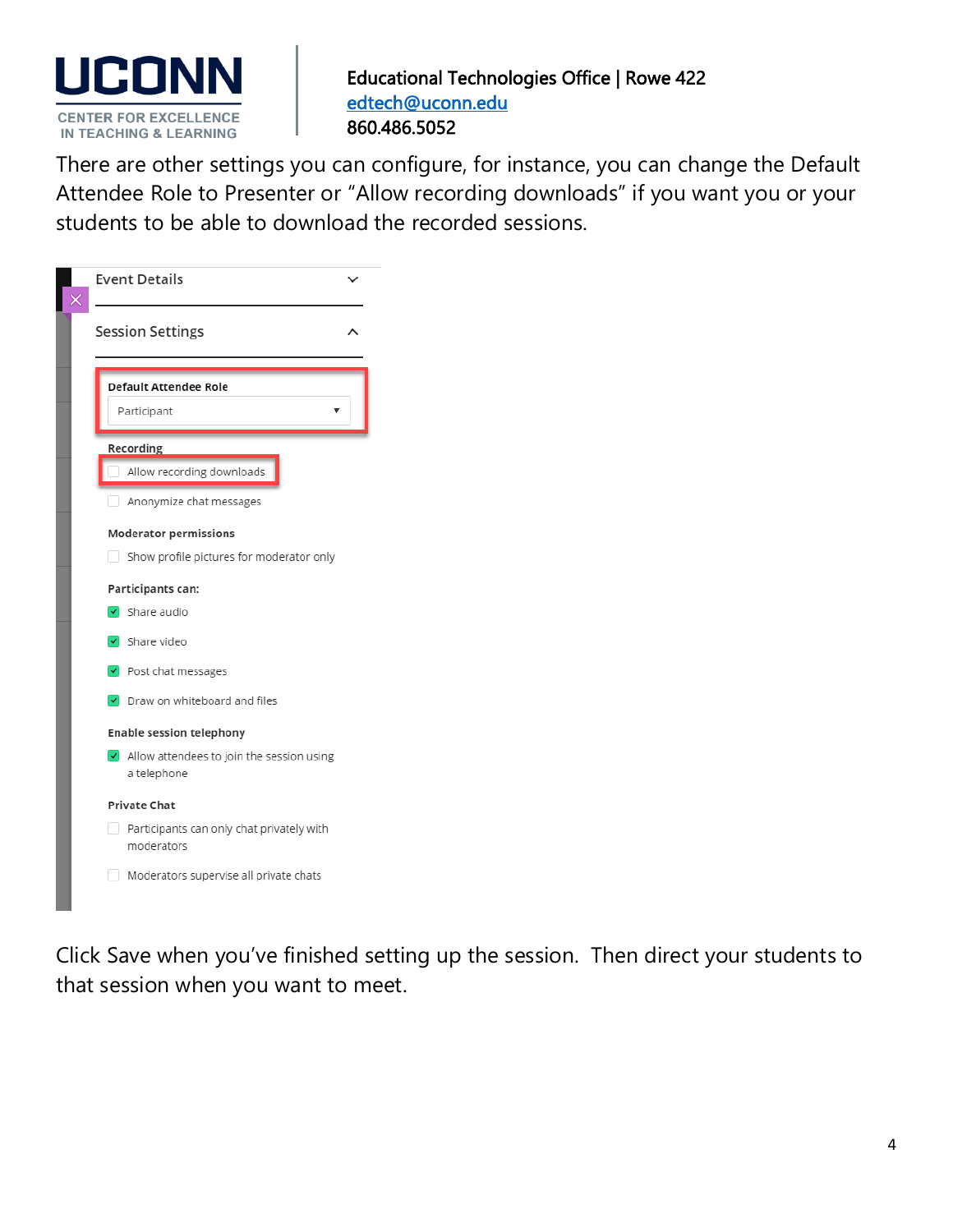There are other settings you can configure, for instance, you can change the Default Attendee Role to Presenter or "Allow recording downloads" if you want you or your students to be able to download the recorded sessions.

Event Details

Session Settings

**Default Attendee Role**

Participant

**Recording**

- [ ] Allow recording downloads
- [ ] Anonymize chat messages

**Moderator permissions**

- [ ] Show profile pictures for moderator only

**Participants can:**

- [x] Share audio
- [x] Share video
- [x] Post chat messages
- [x] Draw on whiteboard and files

**Enable session telephony**

- [x] Allow attendees to join the session using a telephone

**Private Chat**

- [ ] Participants can only chat privately with moderators
- [ ] Moderators supervise all private chats

Click Save when you've finished setting up the session. Then direct your students to that session when you want to meet.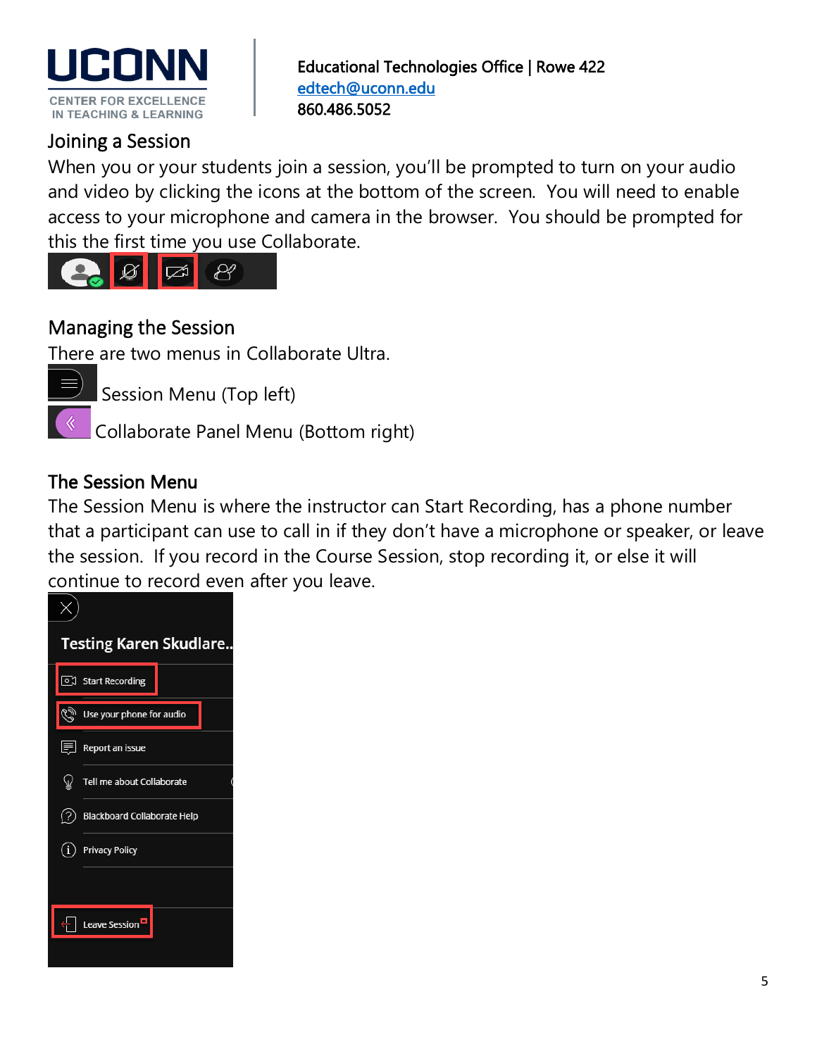## Joining a Session

When you or your students join a session, you'll be prompted to turn on your audio and video by clicking the icons at the bottom of the screen. You will need to enable access to your microphone and camera in the browser. You should be prompted for this the first time you use Collaborate.

## Managing the Session

There are two menus in Collaborate Ultra.

Session Menu (Top left)

Collaborate Panel Menu (Bottom right)

## The Session Menu

The Session Menu is where the instructor can Start Recording, has a phone number that a participant can use to call in if they don't have a microphone or speaker, or leave the session. If you record in the Course Session, stop recording it, or else it will continue to record even after you leave.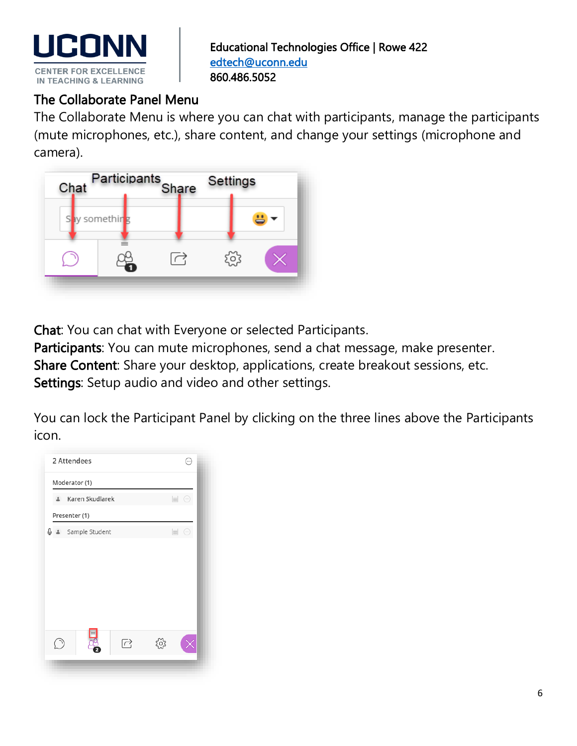## The Collaborate Panel Menu

The Collaborate Menu is where you can chat with participants, manage the participants (mute microphones, etc.), share content, and change your settings (microphone and camera).

**Chat**: You can chat with Everyone or selected Participants.
**Participants**: You can mute microphones, send a chat message, make presenter.
**Share Content**: Share your desktop, applications, create breakout sessions, etc.
**Settings**: Setup audio and video and other settings.

You can lock the Participant Panel by clicking on the three lines above the Participants icon.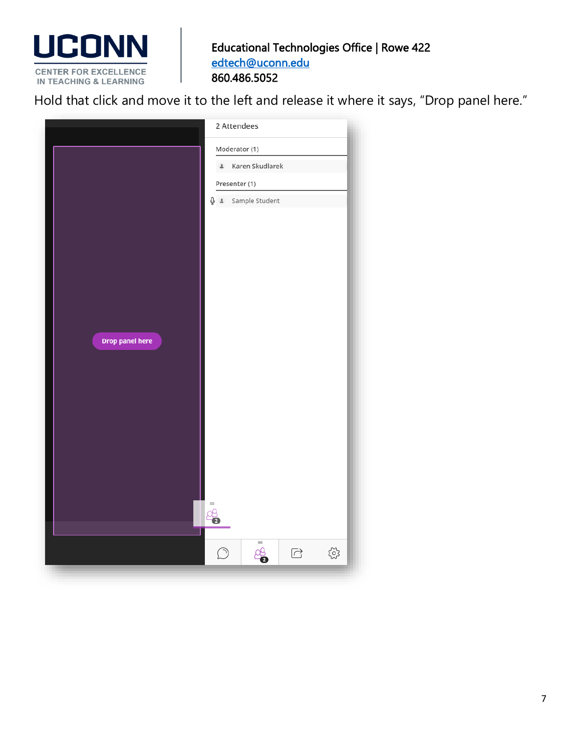Hold that click and move it to the left and release it where it says, “Drop panel here.”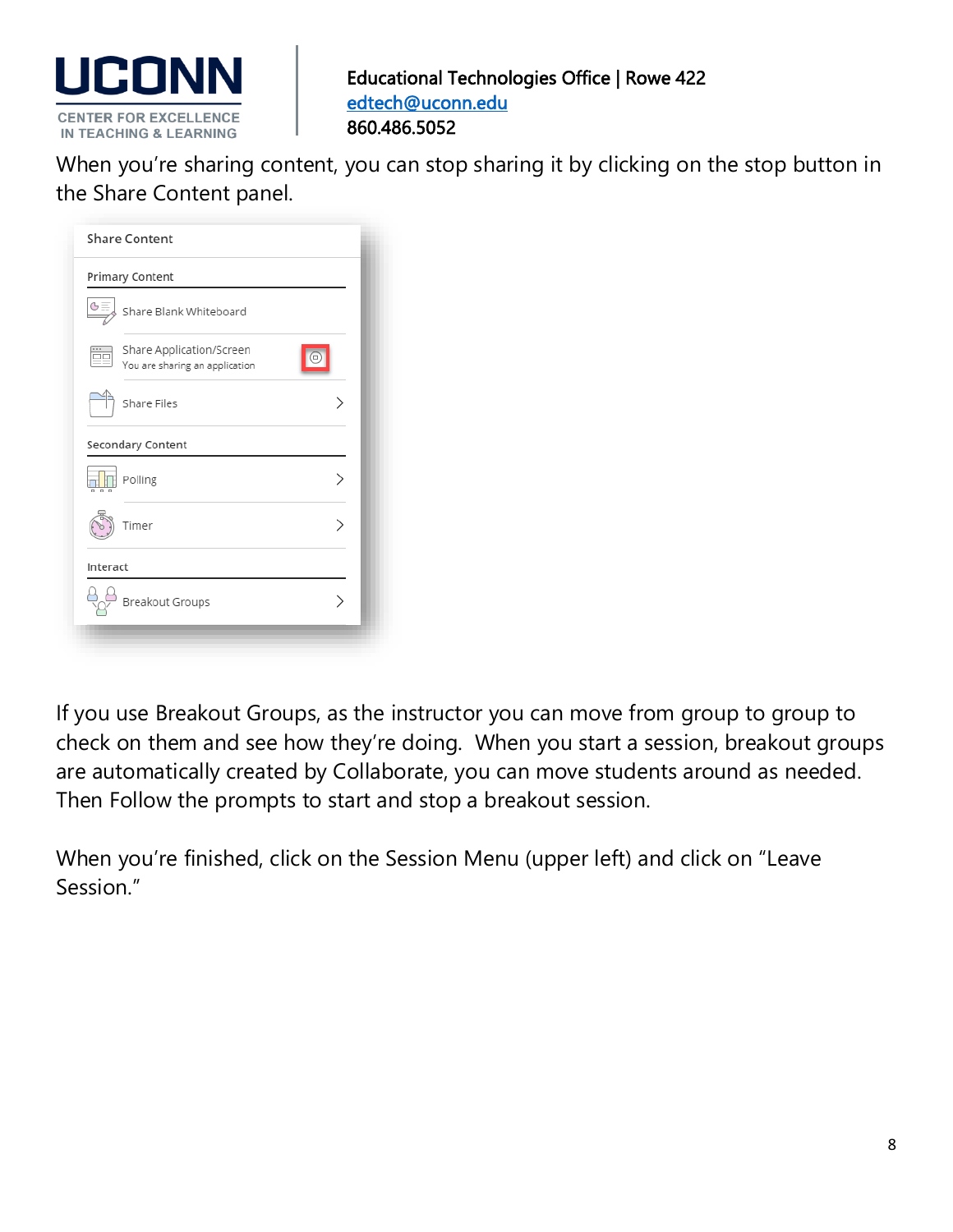When you're sharing content, you can stop sharing it by clicking on the stop button in the Share Content panel.

If you use Breakout Groups, as the instructor you can move from group to group to check on them and see how they're doing. When you start a session, breakout groups are automatically created by Collaborate, you can move students around as needed. Then Follow the prompts to start and stop a breakout session.

When you're finished, click on the Session Menu (upper left) and click on "Leave Session."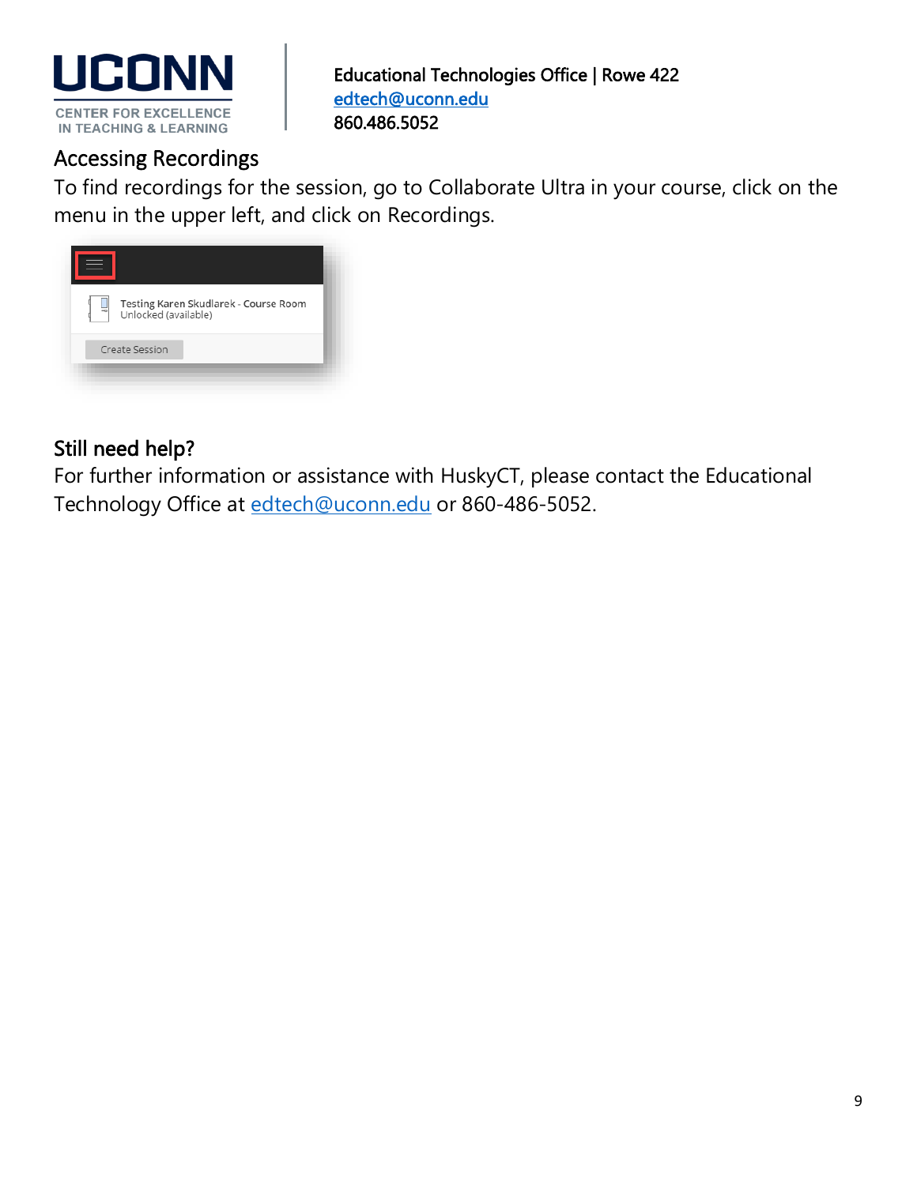## Accessing Recordings

To find recordings for the session, go to Collaborate Ultra in your course, click on the menu in the upper left, and click on Recordings.

## Still need help?

For further information or assistance with HuskyCT, please contact the Educational Technology Office at edtech@uconn.edu or 860-486-5052.